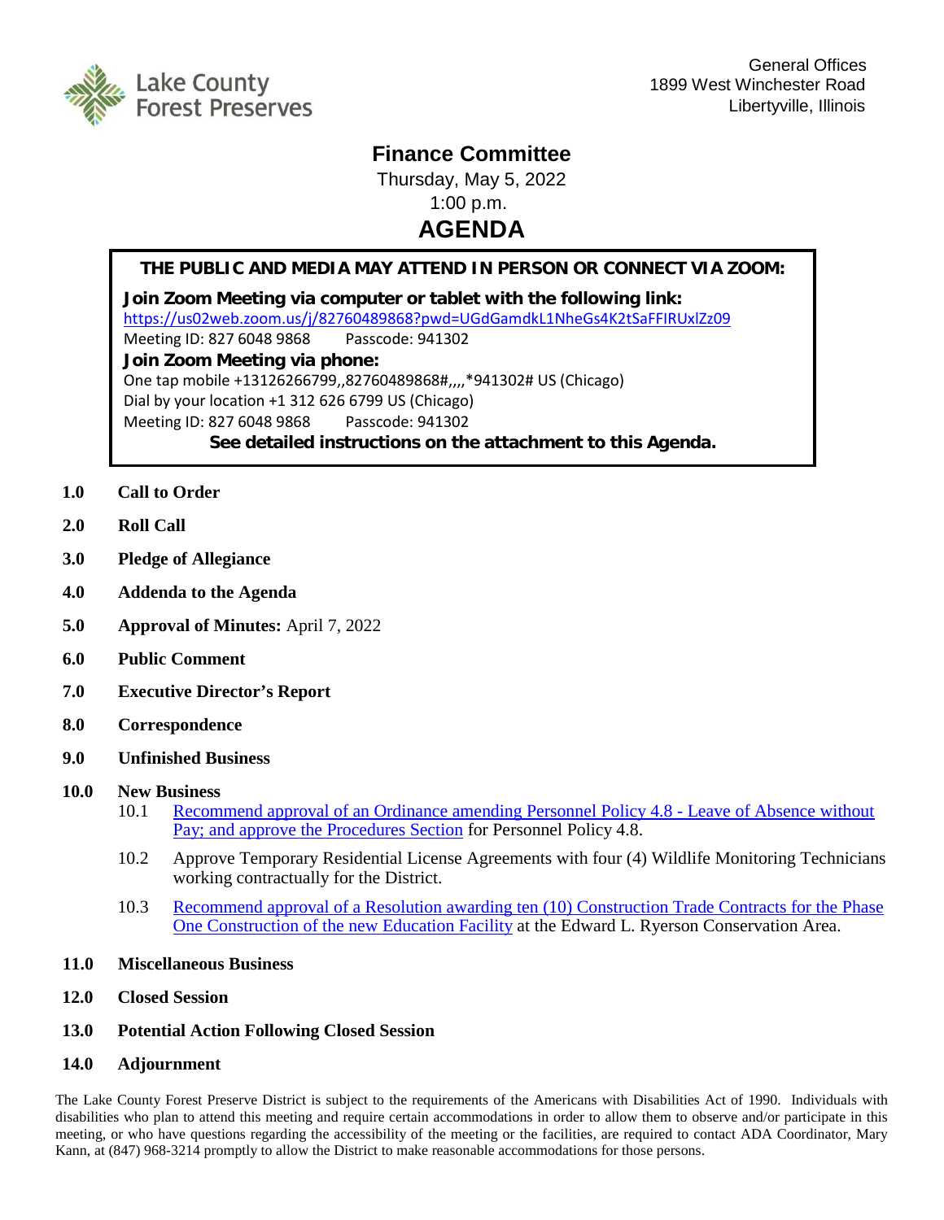Lake County Forest Preserves

General Offices
1899 West Winchester Road
Libertyville, Illinois

# Finance Committee

Thursday, May 5, 2022
1:00 p.m.

## AGENDA

**THE PUBLIC AND MEDIA MAY ATTEND IN PERSON OR CONNECT VIA ZOOM:**

**Join Zoom Meeting via computer or tablet with the following link:**
https://us02web.zoom.us/j/82760489868?pwd=UGdGamdkL1NheGs4K2tSaFFIRUxlZz09
Meeting ID: 827 6048 9868 Passcode: 941302

**Join Zoom Meeting via phone:**
One tap mobile +13126266799,,82760489868#,,,,*941302# US (Chicago)
Dial by your location +1 312 626 6799 US (Chicago)
Meeting ID: 827 6048 9868 Passcode: 941302

**See detailed instructions on the attachment to this Agenda.**

**1.0 Call to Order**

**2.0 Roll Call**

**3.0 Pledge of Allegiance**

**4.0 Addenda to the Agenda**

**5.0 Approval of Minutes:** April 7, 2022

**6.0 Public Comment**

**7.0 Executive Director's Report**

**8.0 Correspondence**

**9.0 Unfinished Business**

**10.0 New Business**

- 10.1 Recommend approval of an Ordinance amending Personnel Policy 4.8 - Leave of Absence without Pay; and approve the Procedures Section for Personnel Policy 4.8.
- 10.2 Approve Temporary Residential License Agreements with four (4) Wildlife Monitoring Technicians working contractually for the District.
- 10.3 Recommend approval of a Resolution awarding ten (10) Construction Trade Contracts for the Phase One Construction of the new Education Facility at the Edward L. Ryerson Conservation Area.

**11.0 Miscellaneous Business**

**12.0 Closed Session**

**13.0 Potential Action Following Closed Session**

**14.0 Adjournment**

The Lake County Forest Preserve District is subject to the requirements of the Americans with Disabilities Act of 1990. Individuals with disabilities who plan to attend this meeting and require certain accommodations in order to allow them to observe and/or participate in this meeting, or who have questions regarding the accessibility of the meeting or the facilities, are required to contact ADA Coordinator, Mary Kann, at (847) 968-3214 promptly to allow the District to make reasonable accommodations for those persons.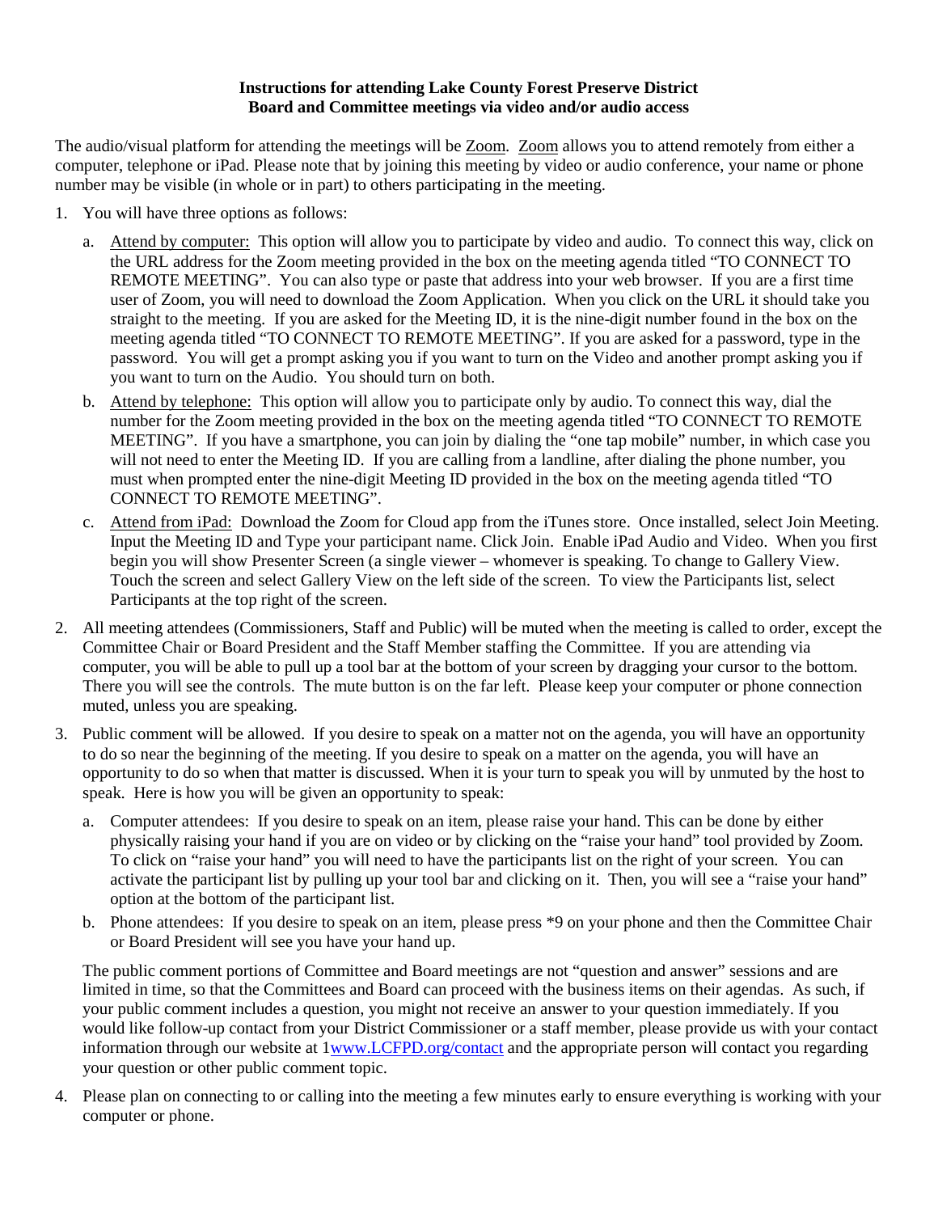**Instructions for attending Lake County Forest Preserve District Board and Committee meetings via video and/or audio access**

The audio/visual platform for attending the meetings will be Zoom. Zoom allows you to attend remotely from either a computer, telephone or iPad. Please note that by joining this meeting by video or audio conference, your name or phone number may be visible (in whole or in part) to others participating in the meeting.

1. You will have three options as follows:

   a. Attend by computer: This option will allow you to participate by video and audio. To connect this way, click on the URL address for the Zoom meeting provided in the box on the meeting agenda titled "TO CONNECT TO REMOTE MEETING". You can also type or paste that address into your web browser. If you are a first time user of Zoom, you will need to download the Zoom Application. When you click on the URL it should take you straight to the meeting. If you are asked for the Meeting ID, it is the nine-digit number found in the box on the meeting agenda titled "TO CONNECT TO REMOTE MEETING". If you are asked for a password, type in the password. You will get a prompt asking you if you want to turn on the Video and another prompt asking you if you want to turn on the Audio. You should turn on both.

   b. Attend by telephone: This option will allow you to participate only by audio. To connect this way, dial the number for the Zoom meeting provided in the box on the meeting agenda titled "TO CONNECT TO REMOTE MEETING". If you have a smartphone, you can join by dialing the "one tap mobile" number, in which case you will not need to enter the Meeting ID. If you are calling from a landline, after dialing the phone number, you must when prompted enter the nine-digit Meeting ID provided in the box on the meeting agenda titled "TO CONNECT TO REMOTE MEETING".

   c. Attend from iPad: Download the Zoom for Cloud app from the iTunes store. Once installed, select Join Meeting. Input the Meeting ID and Type your participant name. Click Join. Enable iPad Audio and Video. When you first begin you will show Presenter Screen (a single viewer – whomever is speaking. To change to Gallery View. Touch the screen and select Gallery View on the left side of the screen. To view the Participants list, select Participants at the top right of the screen.

2. All meeting attendees (Commissioners, Staff and Public) will be muted when the meeting is called to order, except the Committee Chair or Board President and the Staff Member staffing the Committee. If you are attending via computer, you will be able to pull up a tool bar at the bottom of your screen by dragging your cursor to the bottom. There you will see the controls. The mute button is on the far left. Please keep your computer or phone connection muted, unless you are speaking.

3. Public comment will be allowed. If you desire to speak on a matter not on the agenda, you will have an opportunity to do so near the beginning of the meeting. If you desire to speak on a matter on the agenda, you will have an opportunity to do so when that matter is discussed. When it is your turn to speak you will by unmuted by the host to speak. Here is how you will be given an opportunity to speak:

   a. Computer attendees: If you desire to speak on an item, please raise your hand. This can be done by either physically raising your hand if you are on video or by clicking on the "raise your hand" tool provided by Zoom. To click on "raise your hand" you will need to have the participants list on the right of your screen. You can activate the participant list by pulling up your tool bar and clicking on it. Then, you will see a "raise your hand" option at the bottom of the participant list.

   b. Phone attendees: If you desire to speak on an item, please press *9 on your phone and then the Committee Chair or Board President will see you have your hand up.

   The public comment portions of Committee and Board meetings are not "question and answer" sessions and are limited in time, so that the Committees and Board can proceed with the business items on their agendas. As such, if your public comment includes a question, you might not receive an answer to your question immediately. If you would like follow-up contact from your District Commissioner or a staff member, please provide us with your contact information through our website at 1www.LCFPD.org/contact and the appropriate person will contact you regarding your question or other public comment topic.

4. Please plan on connecting to or calling into the meeting a few minutes early to ensure everything is working with your computer or phone.